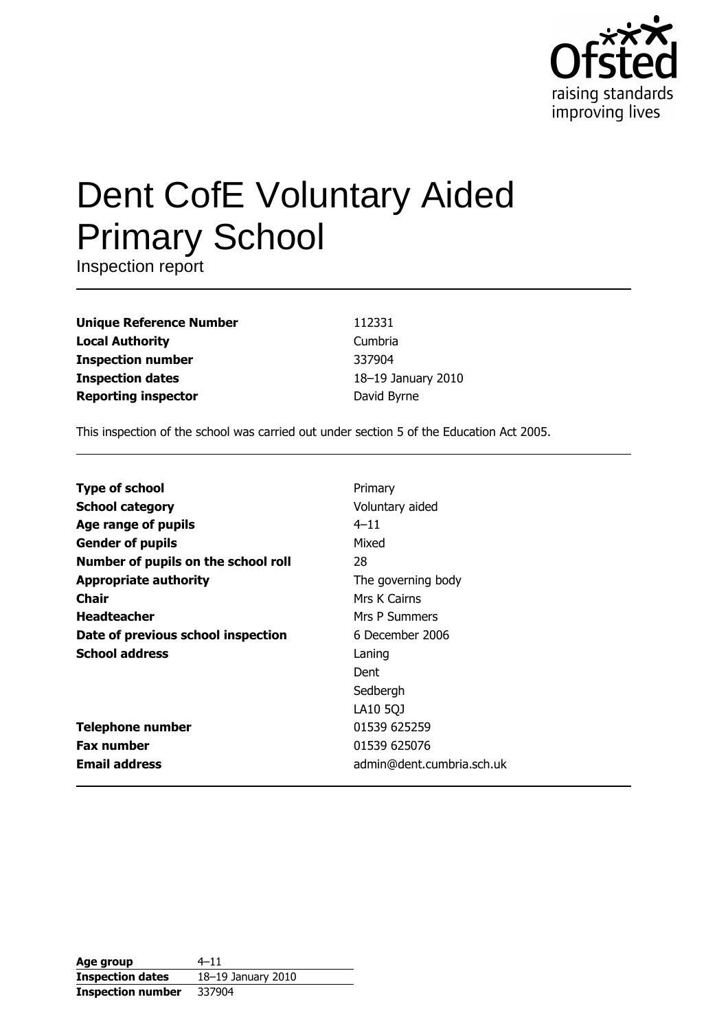# Dent CofE Voluntary Aided Primary School

Inspection report

| | |
|---|---|
| **Unique Reference Number** | 112331 |
| **Local Authority** | Cumbria |
| **Inspection number** | 337904 |
| **Inspection dates** | 18–19 January 2010 |
| **Reporting inspector** | David Byrne |

This inspection of the school was carried out under section 5 of the Education Act 2005.

| | |
|---|---|
| **Type of school** | Primary |
| **School category** | Voluntary aided |
| **Age range of pupils** | 4–11 |
| **Gender of pupils** | Mixed |
| **Number of pupils on the school roll** | 28 |
| **Appropriate authority** | The governing body |
| **Chair** | Mrs K Cairns |
| **Headteacher** | Mrs P Summers |
| **Date of previous school inspection** | 6 December 2006 |
| **School address** | Laning<br>Dent<br>Sedbergh<br>LA10 5QJ |
| **Telephone number** | 01539 625259 |
| **Fax number** | 01539 625076 |
| **Email address** | admin@dent.cumbria.sch.uk |

| | |
|---|---|
| **Age group** | 4–11 |
| **Inspection dates** | 18–19 January 2010 |
| **Inspection number** | 337904 |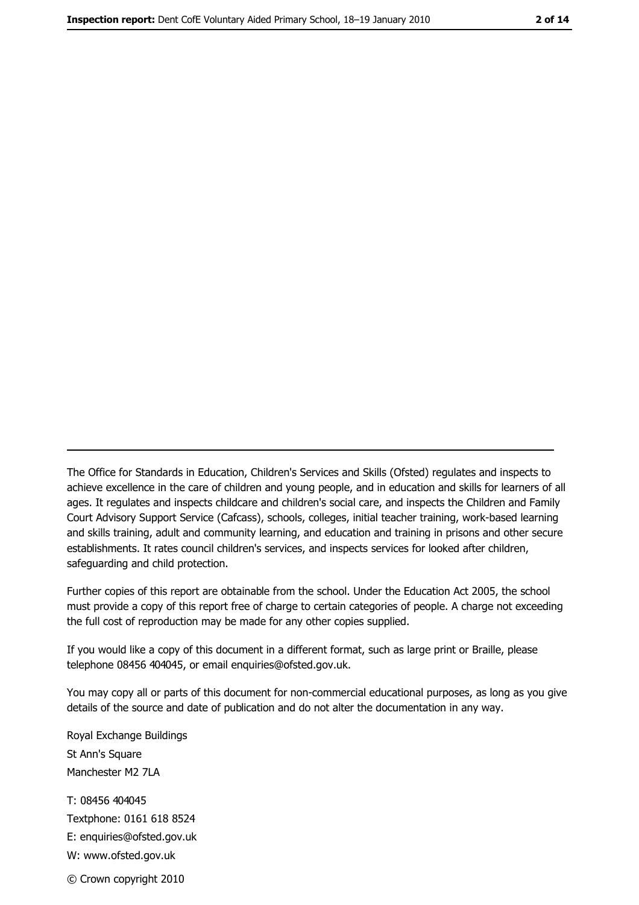The Office for Standards in Education, Children's Services and Skills (Ofsted) regulates and inspects to achieve excellence in the care of children and young people, and in education and skills for learners of all ages. It regulates and inspects childcare and children's social care, and inspects the Children and Family Court Advisory Support Service (Cafcass), schools, colleges, initial teacher training, work-based learning and skills training, adult and community learning, and education and training in prisons and other secure establishments. It rates council children's services, and inspects services for looked after children, safeguarding and child protection.

Further copies of this report are obtainable from the school. Under the Education Act 2005, the school must provide a copy of this report free of charge to certain categories of people. A charge not exceeding the full cost of reproduction may be made for any other copies supplied.

If you would like a copy of this document in a different format, such as large print or Braille, please telephone 08456 404045, or email enquiries@ofsted.gov.uk.

You may copy all or parts of this document for non-commercial educational purposes, as long as you give details of the source and date of publication and do not alter the documentation in any way.

Royal Exchange Buildings
St Ann's Square
Manchester M2 7LA

T: 08456 404045
Textphone: 0161 618 8524
E: enquiries@ofsted.gov.uk
W: www.ofsted.gov.uk

© Crown copyright 2010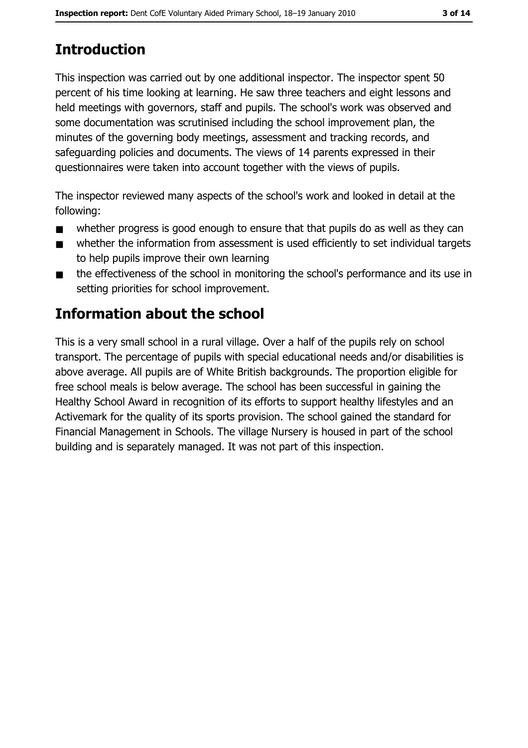# Introduction

This inspection was carried out by one additional inspector. The inspector spent 50 percent of his time looking at learning. He saw three teachers and eight lessons and held meetings with governors, staff and pupils. The school's work was observed and some documentation was scrutinised including the school improvement plan, the minutes of the governing body meetings, assessment and tracking records, and safeguarding policies and documents. The views of 14 parents expressed in their questionnaires were taken into account together with the views of pupils.

The inspector reviewed many aspects of the school's work and looked in detail at the following:

- whether progress is good enough to ensure that that pupils do as well as they can
- whether the information from assessment is used efficiently to set individual targets to help pupils improve their own learning
- the effectiveness of the school in monitoring the school's performance and its use in setting priorities for school improvement.

# Information about the school

This is a very small school in a rural village. Over a half of the pupils rely on school transport. The percentage of pupils with special educational needs and/or disabilities is above average. All pupils are of White British backgrounds. The proportion eligible for free school meals is below average. The school has been successful in gaining the Healthy School Award in recognition of its efforts to support healthy lifestyles and an Activemark for the quality of its sports provision. The school gained the standard for Financial Management in Schools. The village Nursery is housed in part of the school building and is separately managed. It was not part of this inspection.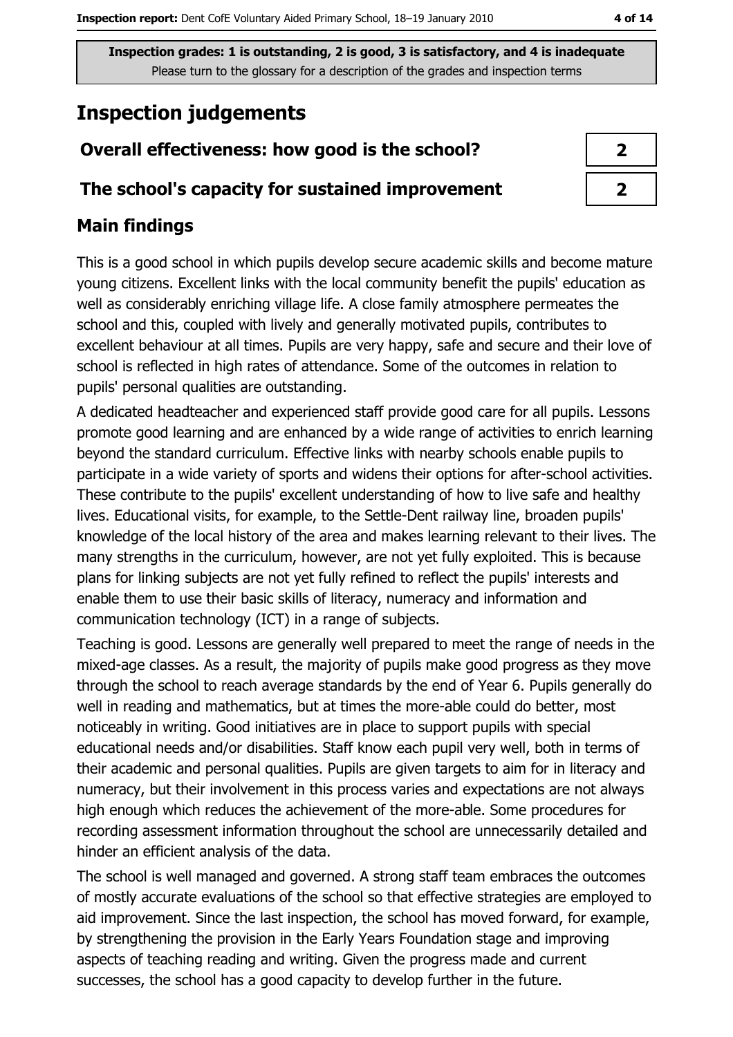**Inspection grades: 1 is outstanding, 2 is good, 3 is satisfactory, and 4 is inadequate**
Please turn to the glossary for a description of the grades and inspection terms

# Inspection judgements

| | |
|---|---|
| **Overall effectiveness: how good is the school?** | **2** |
| **The school's capacity for sustained improvement** | **2** |

## Main findings

This is a good school in which pupils develop secure academic skills and become mature young citizens. Excellent links with the local community benefit the pupils' education as well as considerably enriching village life. A close family atmosphere permeates the school and this, coupled with lively and generally motivated pupils, contributes to excellent behaviour at all times. Pupils are very happy, safe and secure and their love of school is reflected in high rates of attendance. Some of the outcomes in relation to pupils' personal qualities are outstanding.

A dedicated headteacher and experienced staff provide good care for all pupils. Lessons promote good learning and are enhanced by a wide range of activities to enrich learning beyond the standard curriculum. Effective links with nearby schools enable pupils to participate in a wide variety of sports and widens their options for after-school activities. These contribute to the pupils' excellent understanding of how to live safe and healthy lives. Educational visits, for example, to the Settle-Dent railway line, broaden pupils' knowledge of the local history of the area and makes learning relevant to their lives. The many strengths in the curriculum, however, are not yet fully exploited. This is because plans for linking subjects are not yet fully refined to reflect the pupils' interests and enable them to use their basic skills of literacy, numeracy and information and communication technology (ICT) in a range of subjects.

Teaching is good. Lessons are generally well prepared to meet the range of needs in the mixed-age classes. As a result, the majority of pupils make good progress as they move through the school to reach average standards by the end of Year 6. Pupils generally do well in reading and mathematics, but at times the more-able could do better, most noticeably in writing. Good initiatives are in place to support pupils with special educational needs and/or disabilities. Staff know each pupil very well, both in terms of their academic and personal qualities. Pupils are given targets to aim for in literacy and numeracy, but their involvement in this process varies and expectations are not always high enough which reduces the achievement of the more-able. Some procedures for recording assessment information throughout the school are unnecessarily detailed and hinder an efficient analysis of the data.

The school is well managed and governed. A strong staff team embraces the outcomes of mostly accurate evaluations of the school so that effective strategies are employed to aid improvement. Since the last inspection, the school has moved forward, for example, by strengthening the provision in the Early Years Foundation stage and improving aspects of teaching reading and writing. Given the progress made and current successes, the school has a good capacity to develop further in the future.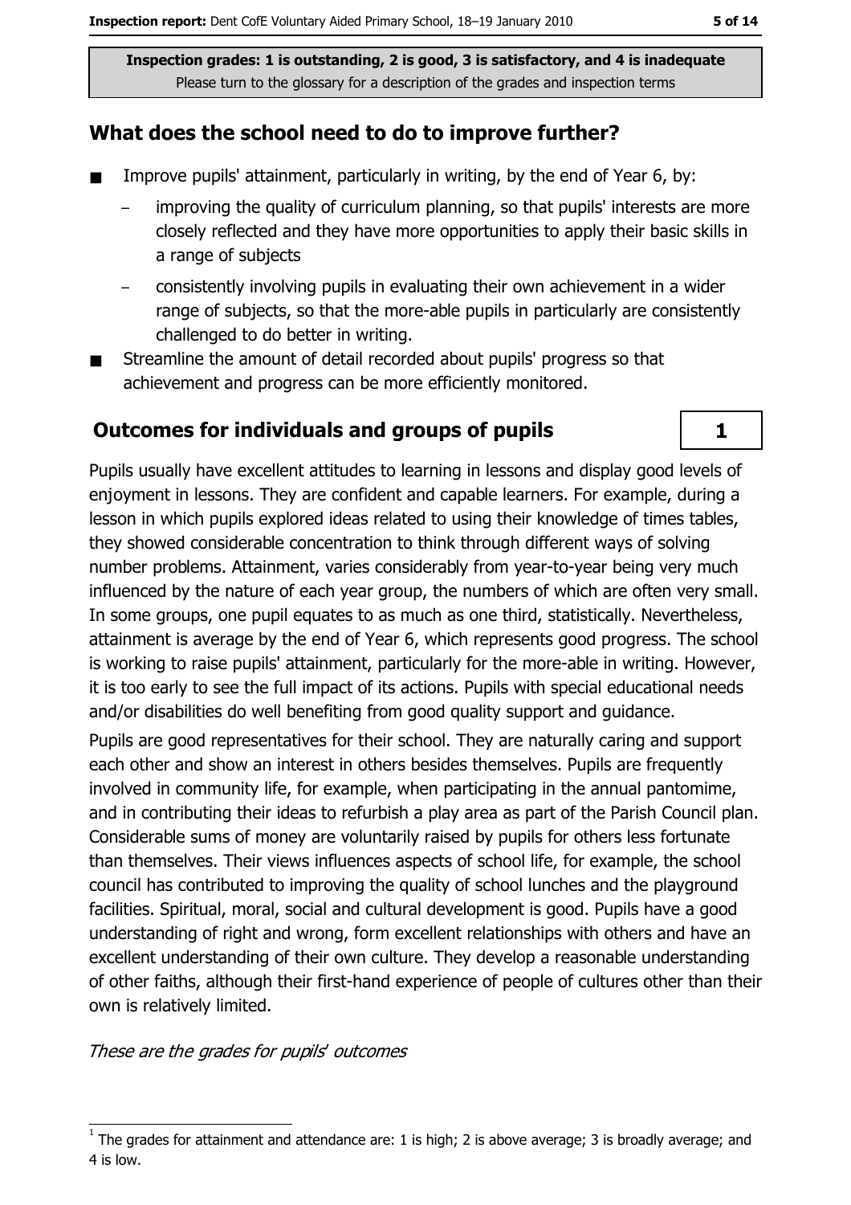Inspection grades: 1 is outstanding, 2 is good, 3 is satisfactory, and 4 is inadequate
Please turn to the glossary for a description of the grades and inspection terms

## What does the school need to do to improve further?

- Improve pupils' attainment, particularly in writing, by the end of Year 6, by:
  - improving the quality of curriculum planning, so that pupils' interests are more closely reflected and they have more opportunities to apply their basic skills in a range of subjects
  - consistently involving pupils in evaluating their own achievement in a wider range of subjects, so that the more-able pupils in particularly are consistently challenged to do better in writing.
- Streamline the amount of detail recorded about pupils' progress so that achievement and progress can be more efficiently monitored.

## Outcomes for individuals and groups of pupils

**1**

Pupils usually have excellent attitudes to learning in lessons and display good levels of enjoyment in lessons. They are confident and capable learners. For example, during a lesson in which pupils explored ideas related to using their knowledge of times tables, they showed considerable concentration to think through different ways of solving number problems. Attainment, varies considerably from year-to-year being very much influenced by the nature of each year group, the numbers of which are often very small. In some groups, one pupil equates to as much as one third, statistically. Nevertheless, attainment is average by the end of Year 6, which represents good progress. The school is working to raise pupils' attainment, particularly for the more-able in writing. However, it is too early to see the full impact of its actions. Pupils with special educational needs and/or disabilities do well benefiting from good quality support and guidance.

Pupils are good representatives for their school. They are naturally caring and support each other and show an interest in others besides themselves. Pupils are frequently involved in community life, for example, when participating in the annual pantomime, and in contributing their ideas to refurbish a play area as part of the Parish Council plan. Considerable sums of money are voluntarily raised by pupils for others less fortunate than themselves. Their views influences aspects of school life, for example, the school council has contributed to improving the quality of school lunches and the playground facilities. Spiritual, moral, social and cultural development is good. Pupils have a good understanding of right and wrong, form excellent relationships with others and have an excellent understanding of their own culture. They develop a reasonable understanding of other faiths, although their first-hand experience of people of cultures other than their own is relatively limited.

*These are the grades for pupils' outcomes*

[1] The grades for attainment and attendance are: 1 is high; 2 is above average; 3 is broadly average; and 4 is low.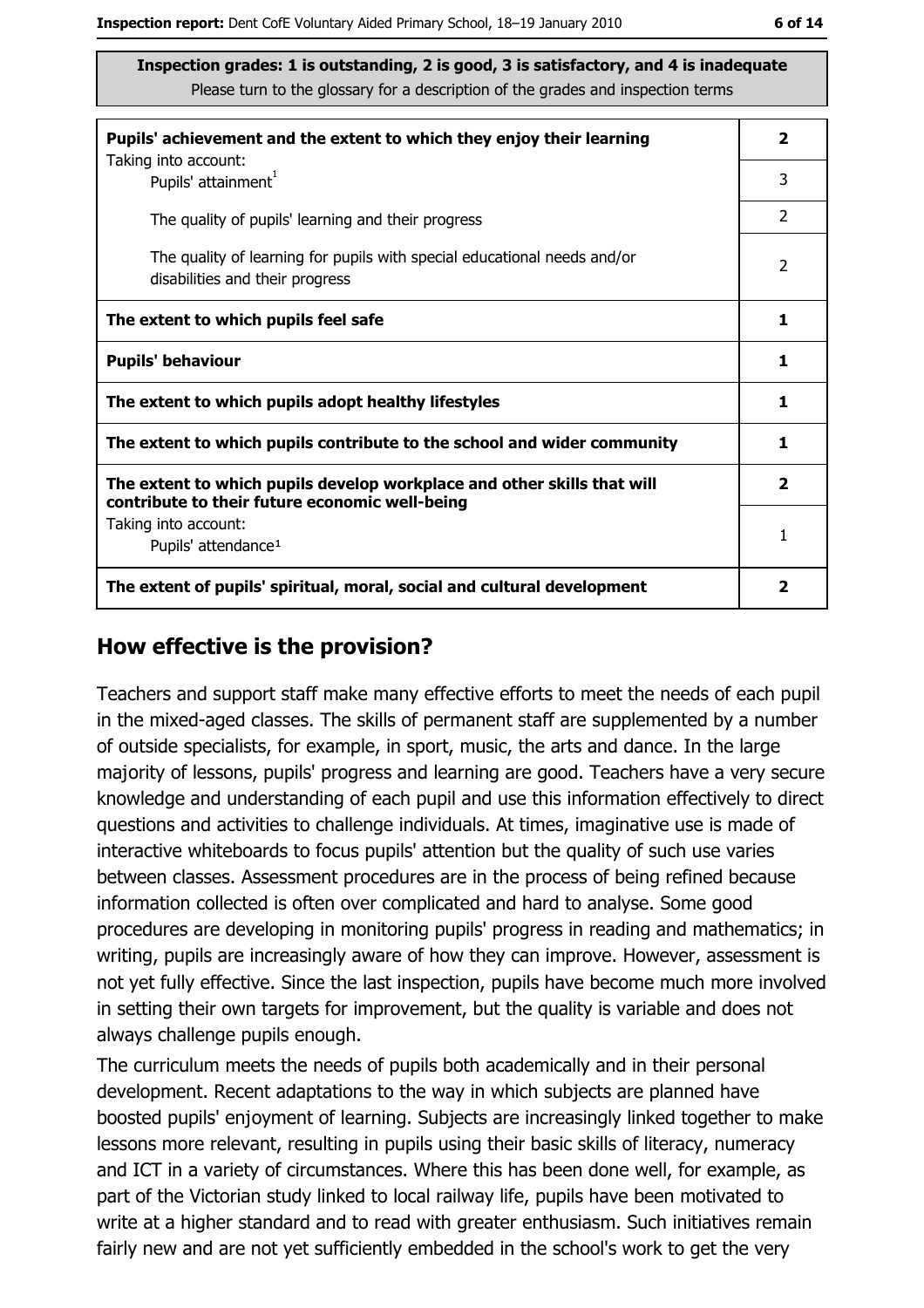**Inspection grades: 1 is outstanding, 2 is good, 3 is satisfactory, and 4 is inadequate**
Please turn to the glossary for a description of the grades and inspection terms

| | |
|---|---|
| **Pupils' achievement and the extent to which they enjoy their learning** Taking into account: | **2** |
| Pupils' attainment[1] | 3 |
| The quality of pupils' learning and their progress | 2 |
| The quality of learning for pupils with special educational needs and/or disabilities and their progress | 2 |
| **The extent to which pupils feel safe** | **1** |
| **Pupils' behaviour** | **1** |
| **The extent to which pupils adopt healthy lifestyles** | **1** |
| **The extent to which pupils contribute to the school and wider community** | **1** |
| **The extent to which pupils develop workplace and other skills that will contribute to their future economic well-being** | **2** |
| Taking into account: Pupils' attendance[1] | 1 |
| **The extent of pupils' spiritual, moral, social and cultural development** | **2** |

## How effective is the provision?

Teachers and support staff make many effective efforts to meet the needs of each pupil in the mixed-aged classes. The skills of permanent staff are supplemented by a number of outside specialists, for example, in sport, music, the arts and dance. In the large majority of lessons, pupils' progress and learning are good. Teachers have a very secure knowledge and understanding of each pupil and use this information effectively to direct questions and activities to challenge individuals. At times, imaginative use is made of interactive whiteboards to focus pupils' attention but the quality of such use varies between classes. Assessment procedures are in the process of being refined because information collected is often over complicated and hard to analyse. Some good procedures are developing in monitoring pupils' progress in reading and mathematics; in writing, pupils are increasingly aware of how they can improve. However, assessment is not yet fully effective. Since the last inspection, pupils have become much more involved in setting their own targets for improvement, but the quality is variable and does not always challenge pupils enough.

The curriculum meets the needs of pupils both academically and in their personal development. Recent adaptations to the way in which subjects are planned have boosted pupils' enjoyment of learning. Subjects are increasingly linked together to make lessons more relevant, resulting in pupils using their basic skills of literacy, numeracy and ICT in a variety of circumstances. Where this has been done well, for example, as part of the Victorian study linked to local railway life, pupils have been motivated to write at a higher standard and to read with greater enthusiasm. Such initiatives remain fairly new and are not yet sufficiently embedded in the school's work to get the very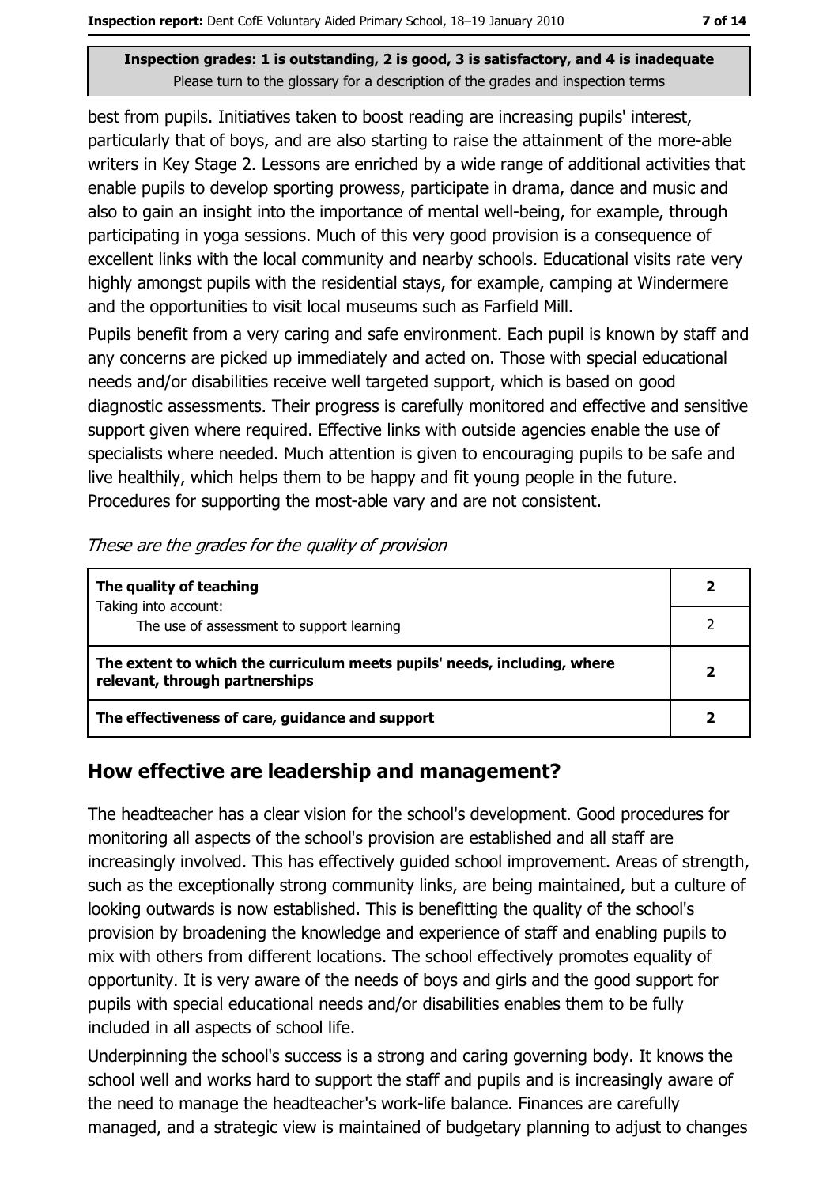**Inspection grades: 1 is outstanding, 2 is good, 3 is satisfactory, and 4 is inadequate**
Please turn to the glossary for a description of the grades and inspection terms

best from pupils. Initiatives taken to boost reading are increasing pupils' interest, particularly that of boys, and are also starting to raise the attainment of the more-able writers in Key Stage 2. Lessons are enriched by a wide range of additional activities that enable pupils to develop sporting prowess, participate in drama, dance and music and also to gain an insight into the importance of mental well-being, for example, through participating in yoga sessions. Much of this very good provision is a consequence of excellent links with the local community and nearby schools. Educational visits rate very highly amongst pupils with the residential stays, for example, camping at Windermere and the opportunities to visit local museums such as Farfield Mill.

Pupils benefit from a very caring and safe environment. Each pupil is known by staff and any concerns are picked up immediately and acted on. Those with special educational needs and/or disabilities receive well targeted support, which is based on good diagnostic assessments. Their progress is carefully monitored and effective and sensitive support given where required. Effective links with outside agencies enable the use of specialists where needed. Much attention is given to encouraging pupils to be safe and live healthily, which helps them to be happy and fit young people in the future. Procedures for supporting the most-able vary and are not consistent.

*These are the grades for the quality of provision*

| | |
|---|---|
| **The quality of teaching**<br>Taking into account: | **2** |
| The use of assessment to support learning | 2 |
| **The extent to which the curriculum meets pupils' needs, including, where relevant, through partnerships** | **2** |
| **The effectiveness of care, guidance and support** | **2** |

## How effective are leadership and management?

The headteacher has a clear vision for the school's development. Good procedures for monitoring all aspects of the school's provision are established and all staff are increasingly involved. This has effectively guided school improvement. Areas of strength, such as the exceptionally strong community links, are being maintained, but a culture of looking outwards is now established. This is benefitting the quality of the school's provision by broadening the knowledge and experience of staff and enabling pupils to mix with others from different locations. The school effectively promotes equality of opportunity. It is very aware of the needs of boys and girls and the good support for pupils with special educational needs and/or disabilities enables them to be fully included in all aspects of school life.

Underpinning the school's success is a strong and caring governing body. It knows the school well and works hard to support the staff and pupils and is increasingly aware of the need to manage the headteacher's work-life balance. Finances are carefully managed, and a strategic view is maintained of budgetary planning to adjust to changes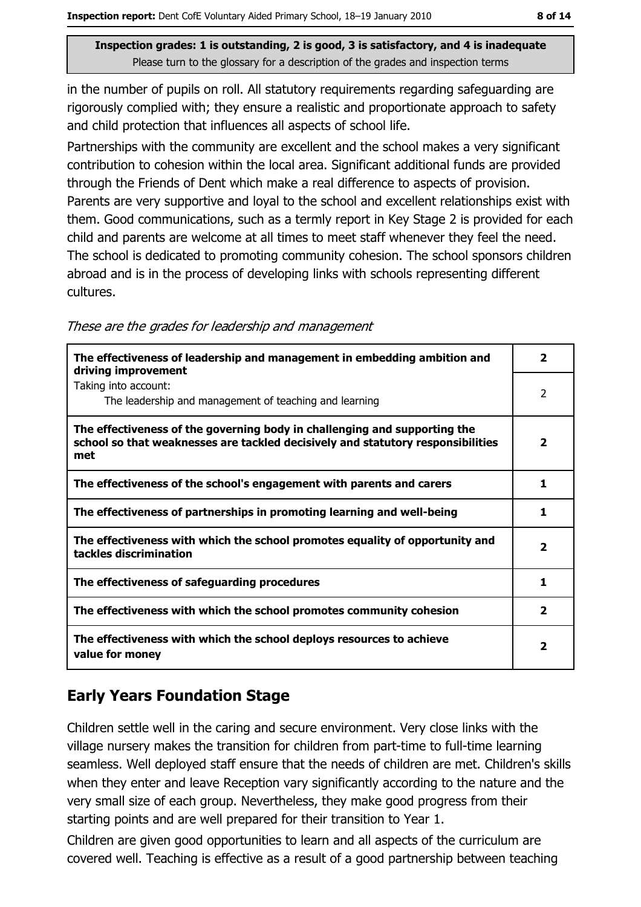**Inspection grades: 1 is outstanding, 2 is good, 3 is satisfactory, and 4 is inadequate**
Please turn to the glossary for a description of the grades and inspection terms

in the number of pupils on roll. All statutory requirements regarding safeguarding are rigorously complied with; they ensure a realistic and proportionate approach to safety and child protection that influences all aspects of school life.

Partnerships with the community are excellent and the school makes a very significant contribution to cohesion within the local area. Significant additional funds are provided through the Friends of Dent which make a real difference to aspects of provision. Parents are very supportive and loyal to the school and excellent relationships exist with them. Good communications, such as a termly report in Key Stage 2 is provided for each child and parents are welcome at all times to meet staff whenever they feel the need. The school is dedicated to promoting community cohesion. The school sponsors children abroad and is in the process of developing links with schools representing different cultures.

*These are the grades for leadership and management*

| | |
|---|---|
| **The effectiveness of leadership and management in embedding ambition and driving improvement** | **2** |
| Taking into account: The leadership and management of teaching and learning | 2 |
| **The effectiveness of the governing body in challenging and supporting the school so that weaknesses are tackled decisively and statutory responsibilities met** | **2** |
| **The effectiveness of the school's engagement with parents and carers** | **1** |
| **The effectiveness of partnerships in promoting learning and well-being** | **1** |
| **The effectiveness with which the school promotes equality of opportunity and tackles discrimination** | **2** |
| **The effectiveness of safeguarding procedures** | **1** |
| **The effectiveness with which the school promotes community cohesion** | **2** |
| **The effectiveness with which the school deploys resources to achieve value for money** | **2** |

## Early Years Foundation Stage

Children settle well in the caring and secure environment. Very close links with the village nursery makes the transition for children from part-time to full-time learning seamless. Well deployed staff ensure that the needs of children are met. Children's skills when they enter and leave Reception vary significantly according to the nature and the very small size of each group. Nevertheless, they make good progress from their starting points and are well prepared for their transition to Year 1.

Children are given good opportunities to learn and all aspects of the curriculum are covered well. Teaching is effective as a result of a good partnership between teaching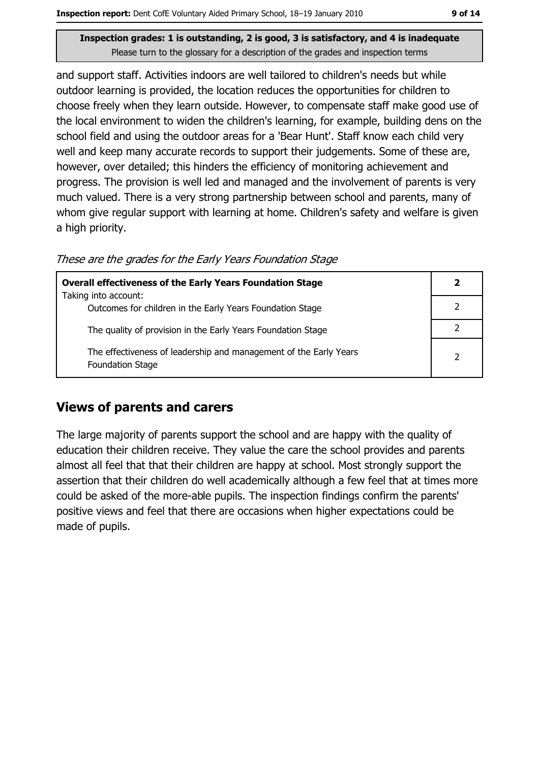and support staff. Activities indoors are well tailored to children's needs but while outdoor learning is provided, the location reduces the opportunities for children to choose freely when they learn outside. However, to compensate staff make good use of the local environment to widen the children's learning, for example, building dens on the school field and using the outdoor areas for a 'Bear Hunt'. Staff know each child very well and keep many accurate records to support their judgements. Some of these are, however, over detailed; this hinders the efficiency of monitoring achievement and progress. The provision is well led and managed and the involvement of parents is very much valued. There is a very strong partnership between school and parents, many of whom give regular support with learning at home. Children's safety and welfare is given a high priority.

*These are the grades for the Early Years Foundation Stage*

| | |
|---|---|
| **Overall effectiveness of the Early Years Foundation Stage** | **2** |
| Taking into account: Outcomes for children in the Early Years Foundation Stage | 2 |
| The quality of provision in the Early Years Foundation Stage | 2 |
| The effectiveness of leadership and management of the Early Years Foundation Stage | 2 |

## Views of parents and carers

The large majority of parents support the school and are happy with the quality of education their children receive. They value the care the school provides and parents almost all feel that that their children are happy at school. Most strongly support the assertion that their children do well academically although a few feel that at times more could be asked of the more-able pupils. The inspection findings confirm the parents' positive views and feel that there are occasions when higher expectations could be made of pupils.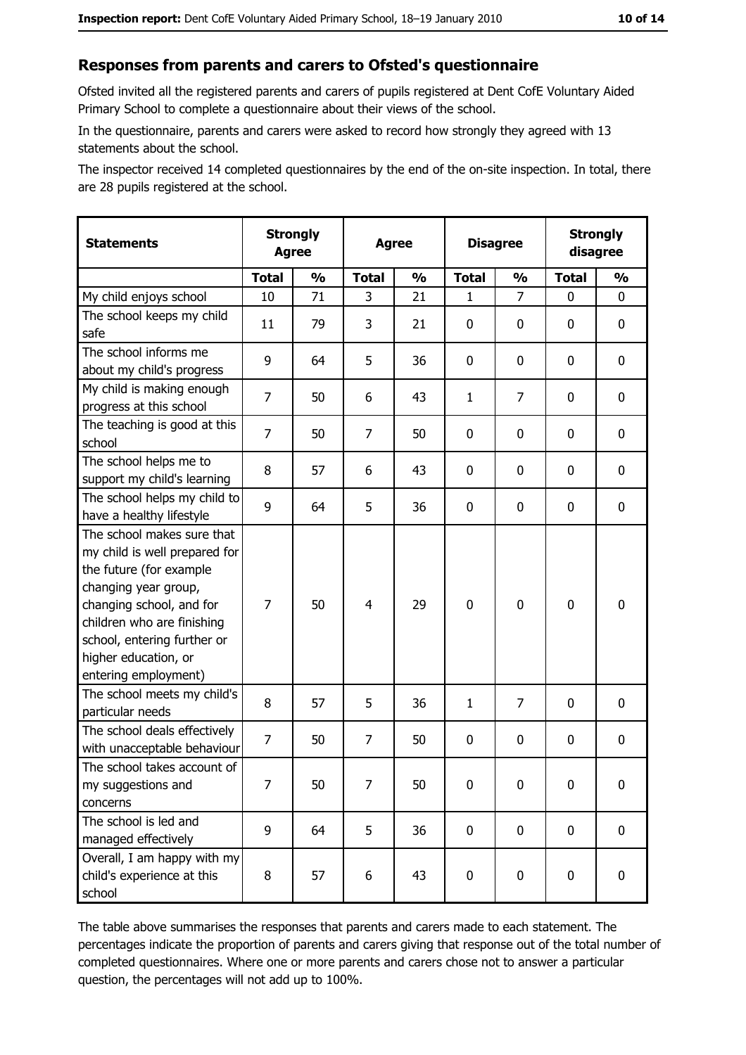## Responses from parents and carers to Ofsted's questionnaire

Ofsted invited all the registered parents and carers of pupils registered at Dent CofE Voluntary Aided Primary School to complete a questionnaire about their views of the school.

In the questionnaire, parents and carers were asked to record how strongly they agreed with 13 statements about the school.

The inspector received 14 completed questionnaires by the end of the on-site inspection. In total, there are 28 pupils registered at the school.

| Statements | Strongly Agree | | Agree | | Disagree | | Strongly disagree | |
|---|---|---|---|---|---|---|---|---|
| | Total | % | Total | % | Total | % | Total | % |
| My child enjoys school | 10 | 71 | 3 | 21 | 1 | 7 | 0 | 0 |
| The school keeps my child safe | 11 | 79 | 3 | 21 | 0 | 0 | 0 | 0 |
| The school informs me about my child's progress | 9 | 64 | 5 | 36 | 0 | 0 | 0 | 0 |
| My child is making enough progress at this school | 7 | 50 | 6 | 43 | 1 | 7 | 0 | 0 |
| The teaching is good at this school | 7 | 50 | 7 | 50 | 0 | 0 | 0 | 0 |
| The school helps me to support my child's learning | 8 | 57 | 6 | 43 | 0 | 0 | 0 | 0 |
| The school helps my child to have a healthy lifestyle | 9 | 64 | 5 | 36 | 0 | 0 | 0 | 0 |
| The school makes sure that my child is well prepared for the future (for example changing year group, changing school, and for children who are finishing school, entering further or higher education, or entering employment) | 7 | 50 | 4 | 29 | 0 | 0 | 0 | 0 |
| The school meets my child's particular needs | 8 | 57 | 5 | 36 | 1 | 7 | 0 | 0 |
| The school deals effectively with unacceptable behaviour | 7 | 50 | 7 | 50 | 0 | 0 | 0 | 0 |
| The school takes account of my suggestions and concerns | 7 | 50 | 7 | 50 | 0 | 0 | 0 | 0 |
| The school is led and managed effectively | 9 | 64 | 5 | 36 | 0 | 0 | 0 | 0 |
| Overall, I am happy with my child's experience at this school | 8 | 57 | 6 | 43 | 0 | 0 | 0 | 0 |

The table above summarises the responses that parents and carers made to each statement. The percentages indicate the proportion of parents and carers giving that response out of the total number of completed questionnaires. Where one or more parents and carers chose not to answer a particular question, the percentages will not add up to 100%.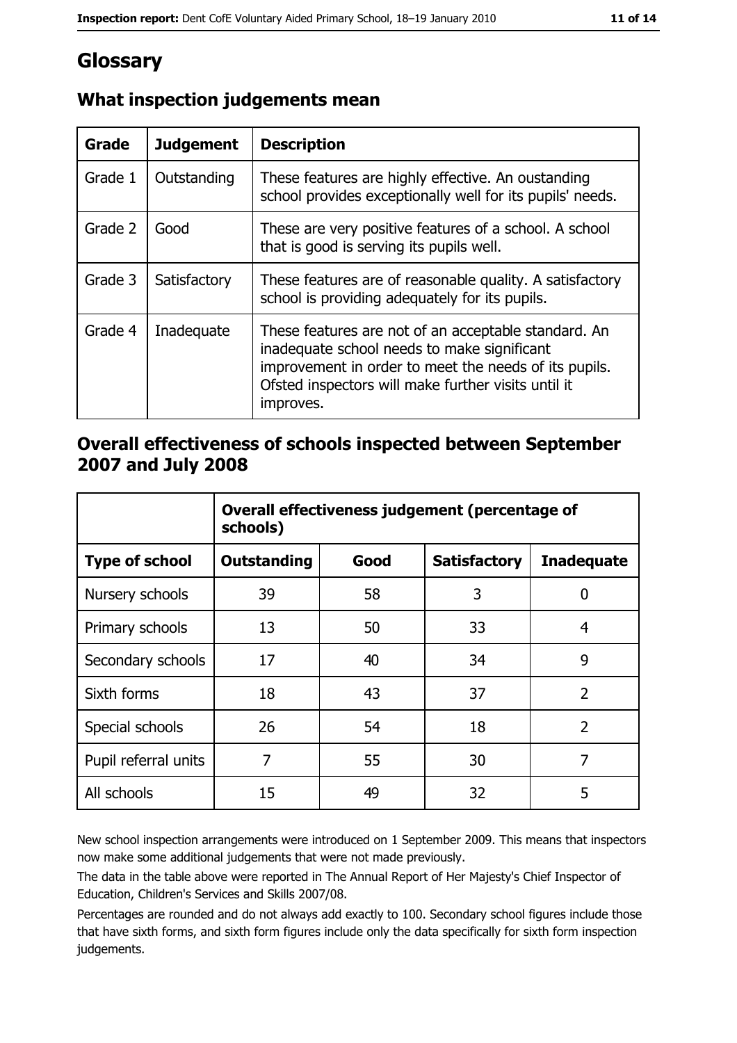# Glossary

## What inspection judgements mean

| Grade | Judgement | Description |
|---|---|---|
| Grade 1 | Outstanding | These features are highly effective. An oustanding school provides exceptionally well for its pupils' needs. |
| Grade 2 | Good | These are very positive features of a school. A school that is good is serving its pupils well. |
| Grade 3 | Satisfactory | These features are of reasonable quality. A satisfactory school is providing adequately for its pupils. |
| Grade 4 | Inadequate | These features are not of an acceptable standard. An inadequate school needs to make significant improvement in order to meet the needs of its pupils. Ofsted inspectors will make further visits until it improves. |

## Overall effectiveness of schools inspected between September 2007 and July 2008

| | Overall effectiveness judgement (percentage of schools) | | | |
|---|---|---|---|---|
| **Type of school** | **Outstanding** | **Good** | **Satisfactory** | **Inadequate** |
| Nursery schools | 39 | 58 | 3 | 0 |
| Primary schools | 13 | 50 | 33 | 4 |
| Secondary schools | 17 | 40 | 34 | 9 |
| Sixth forms | 18 | 43 | 37 | 2 |
| Special schools | 26 | 54 | 18 | 2 |
| Pupil referral units | 7 | 55 | 30 | 7 |
| All schools | 15 | 49 | 32 | 5 |

New school inspection arrangements were introduced on 1 September 2009. This means that inspectors now make some additional judgements that were not made previously.

The data in the table above were reported in The Annual Report of Her Majesty's Chief Inspector of Education, Children's Services and Skills 2007/08.

Percentages are rounded and do not always add exactly to 100. Secondary school figures include those that have sixth forms, and sixth form figures include only the data specifically for sixth form inspection judgements.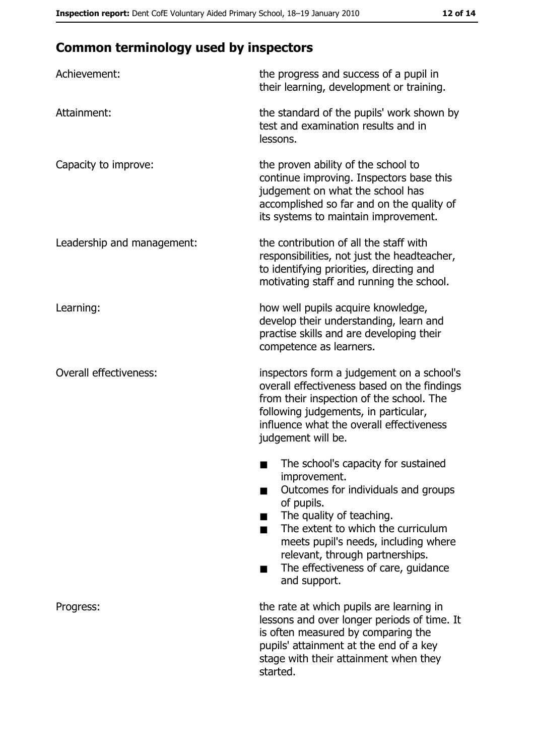## Common terminology used by inspectors

| | |
|---|---|
| Achievement: | the progress and success of a pupil in their learning, development or training. |
| Attainment: | the standard of the pupils' work shown by test and examination results and in lessons. |
| Capacity to improve: | the proven ability of the school to continue improving. Inspectors base this judgement on what the school has accomplished so far and on the quality of its systems to maintain improvement. |
| Leadership and management: | the contribution of all the staff with responsibilities, not just the headteacher, to identifying priorities, directing and motivating staff and running the school. |
| Learning: | how well pupils acquire knowledge, develop their understanding, learn and practise skills and are developing their competence as learners. |
| Overall effectiveness: | inspectors form a judgement on a school's overall effectiveness based on the findings from their inspection of the school. The following judgements, in particular, influence what the overall effectiveness judgement will be. <br>■ The school's capacity for sustained improvement. <br>■ Outcomes for individuals and groups of pupils. <br>■ The quality of teaching. <br>■ The extent to which the curriculum meets pupil's needs, including where relevant, through partnerships. <br>■ The effectiveness of care, guidance and support. |
| Progress: | the rate at which pupils are learning in lessons and over longer periods of time. It is often measured by comparing the pupils' attainment at the end of a key stage with their attainment when they started. |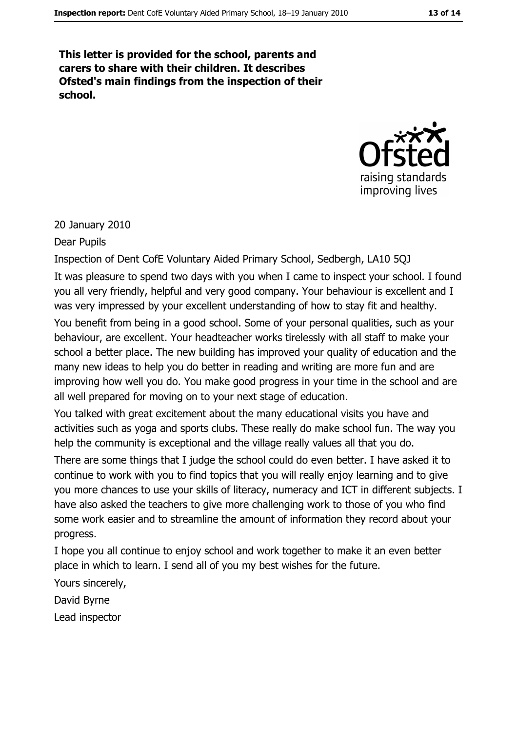**This letter is provided for the school, parents and carers to share with their children. It describes Ofsted's main findings from the inspection of their school.**

20 January 2010

Dear Pupils

Inspection of Dent CofE Voluntary Aided Primary School, Sedbergh, LA10 5QJ

It was pleasure to spend two days with you when I came to inspect your school. I found you all very friendly, helpful and very good company. Your behaviour is excellent and I was very impressed by your excellent understanding of how to stay fit and healthy.

You benefit from being in a good school. Some of your personal qualities, such as your behaviour, are excellent. Your headteacher works tirelessly with all staff to make your school a better place. The new building has improved your quality of education and the many new ideas to help you do better in reading and writing are more fun and are improving how well you do. You make good progress in your time in the school and are all well prepared for moving on to your next stage of education.

You talked with great excitement about the many educational visits you have and activities such as yoga and sports clubs. These really do make school fun. The way you help the community is exceptional and the village really values all that you do.

There are some things that I judge the school could do even better. I have asked it to continue to work with you to find topics that you will really enjoy learning and to give you more chances to use your skills of literacy, numeracy and ICT in different subjects. I have also asked the teachers to give more challenging work to those of you who find some work easier and to streamline the amount of information they record about your progress.

I hope you all continue to enjoy school and work together to make it an even better place in which to learn. I send all of you my best wishes for the future.

Yours sincerely,

David Byrne

Lead inspector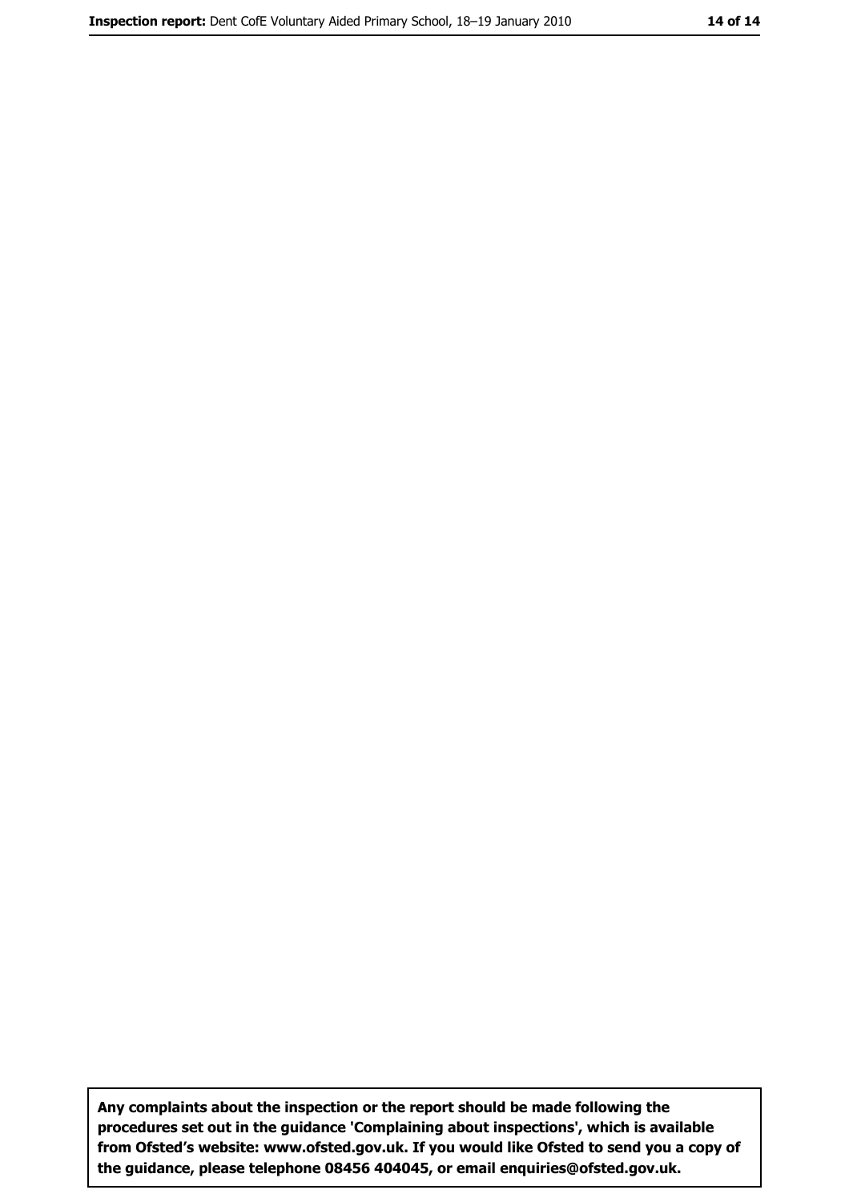**Any complaints about the inspection or the report should be made following the procedures set out in the guidance 'Complaining about inspections', which is available from Ofsted's website: www.ofsted.gov.uk. If you would like Ofsted to send you a copy of the guidance, please telephone 08456 404045, or email enquiries@ofsted.gov.uk.**